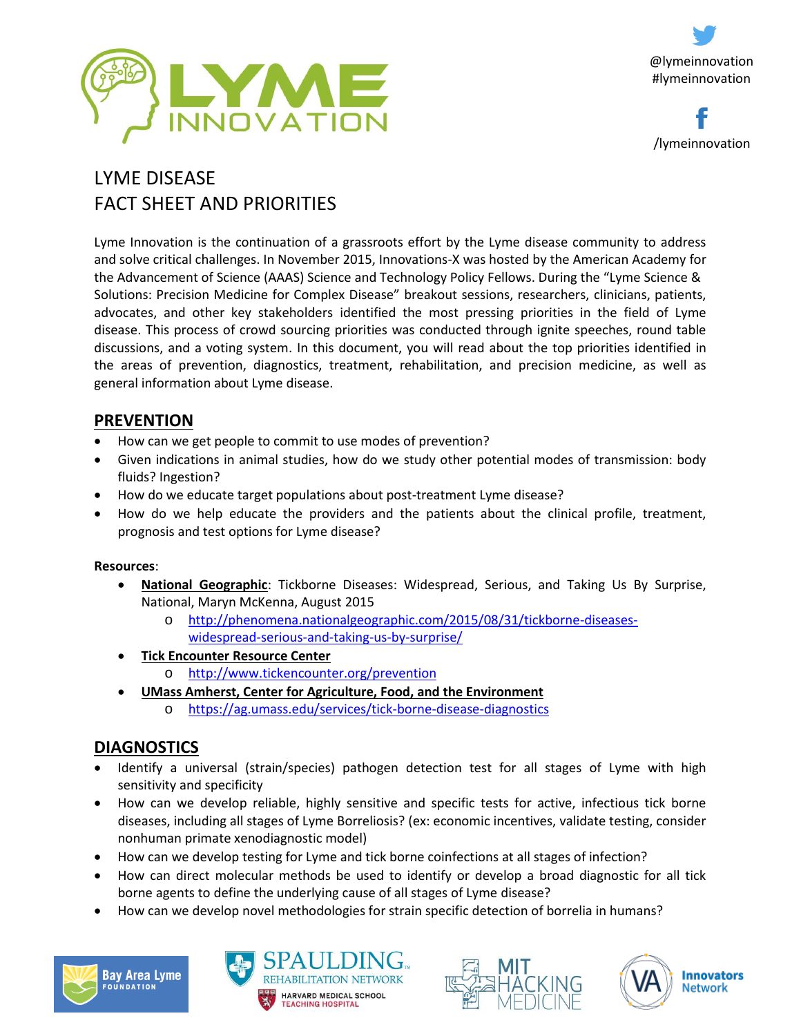@lymeinnovation
#lymeinnovation

/lymeinnovation

# LYME DISEASE
# FACT SHEET AND PRIORITIES

Lyme Innovation is the continuation of a grassroots effort by the Lyme disease community to address and solve critical challenges. In November 2015, Innovations-X was hosted by the American Academy for the Advancement of Science (AAAS) Science and Technology Policy Fellows. During the "Lyme Science & Solutions: Precision Medicine for Complex Disease" breakout sessions, researchers, clinicians, patients, advocates, and other key stakeholders identified the most pressing priorities in the field of Lyme disease. This process of crowd sourcing priorities was conducted through ignite speeches, round table discussions, and a voting system. In this document, you will read about the top priorities identified in the areas of prevention, diagnostics, treatment, rehabilitation, and precision medicine, as well as general information about Lyme disease.

## PREVENTION

- How can we get people to commit to use modes of prevention?
- Given indications in animal studies, how do we study other potential modes of transmission: body fluids? Ingestion?
- How do we educate target populations about post-treatment Lyme disease?
- How do we help educate the providers and the patients about the clinical profile, treatment, prognosis and test options for Lyme disease?

**Resources**:

- **National Geographic**: Tickborne Diseases: Widespread, Serious, and Taking Us By Surprise, National, Maryn McKenna, August 2015
  - http://phenomena.nationalgeographic.com/2015/08/31/tickborne-diseases-widespread-serious-and-taking-us-by-surprise/
- **Tick Encounter Resource Center**
  - http://www.tickencounter.org/prevention
- **UMass Amherst, Center for Agriculture, Food, and the Environment**
  - https://ag.umass.edu/services/tick-borne-disease-diagnostics

## DIAGNOSTICS

- Identify a universal (strain/species) pathogen detection test for all stages of Lyme with high sensitivity and specificity
- How can we develop reliable, highly sensitive and specific tests for active, infectious tick borne diseases, including all stages of Lyme Borreliosis? (ex: economic incentives, validate testing, consider nonhuman primate xenodiagnostic model)
- How can we develop testing for Lyme and tick borne coinfections at all stages of infection?
- How can direct molecular methods be used to identify or develop a broad diagnostic for all tick borne agents to define the underlying cause of all stages of Lyme disease?
- How can we develop novel methodologies for strain specific detection of borrelia in humans?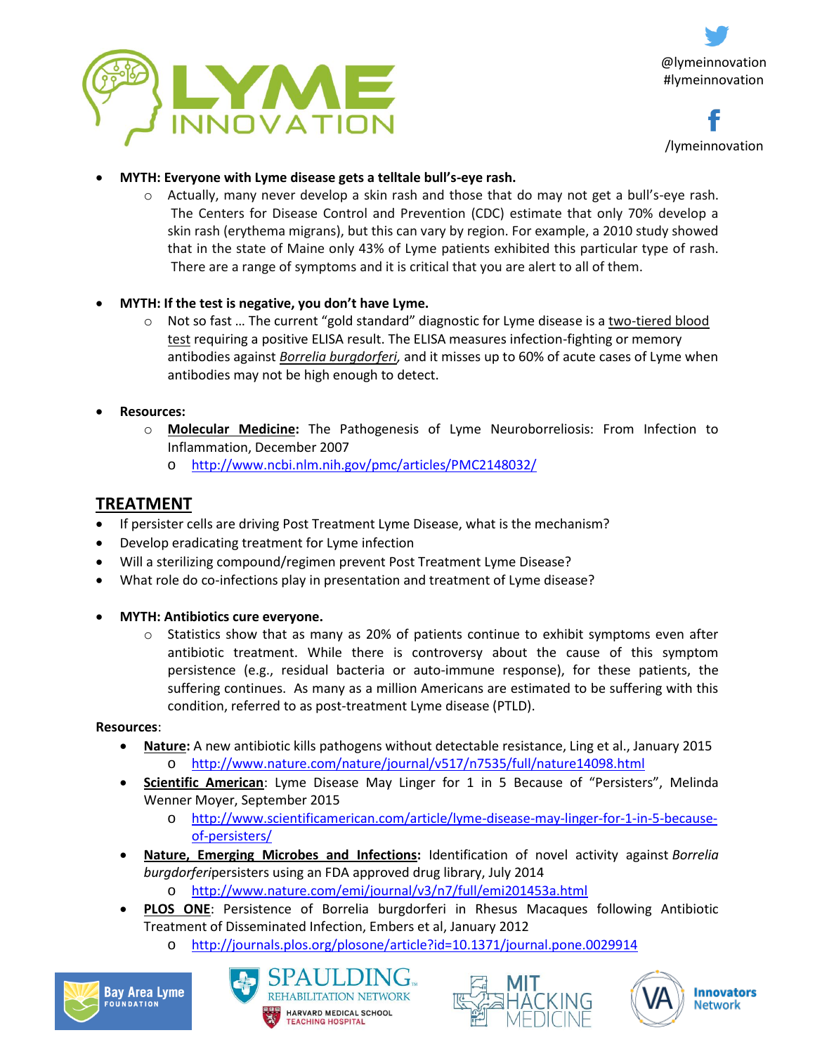- **MYTH: Everyone with Lyme disease gets a telltale bull's-eye rash.**
  - Actually, many never develop a skin rash and those that do may not get a bull's-eye rash. The Centers for Disease Control and Prevention (CDC) estimate that only 70% develop a skin rash (erythema migrans), but this can vary by region. For example, a 2010 study showed that in the state of Maine only 43% of Lyme patients exhibited this particular type of rash. There are a range of symptoms and it is critical that you are alert to all of them.

- **MYTH: If the test is negative, you don't have Lyme.**
  - Not so fast … The current "gold standard" diagnostic for Lyme disease is a two-tiered blood test requiring a positive ELISA result. The ELISA measures infection-fighting or memory antibodies against *Borrelia burgdorferi*, and it misses up to 60% of acute cases of Lyme when antibodies may not be high enough to detect.

- **Resources:**
  - **Molecular Medicine:** The Pathogenesis of Lyme Neuroborreliosis: From Infection to Inflammation, December 2007
    - http://www.ncbi.nlm.nih.gov/pmc/articles/PMC2148032/

## TREATMENT

- If persister cells are driving Post Treatment Lyme Disease, what is the mechanism?
- Develop eradicating treatment for Lyme infection
- Will a sterilizing compound/regimen prevent Post Treatment Lyme Disease?
- What role do co-infections play in presentation and treatment of Lyme disease?

- **MYTH: Antibiotics cure everyone.**
  - Statistics show that as many as 20% of patients continue to exhibit symptoms even after antibiotic treatment. While there is controversy about the cause of this symptom persistence (e.g., residual bacteria or auto-immune response), for these patients, the suffering continues. As many as a million Americans are estimated to be suffering with this condition, referred to as post-treatment Lyme disease (PTLD).

**Resources**:

- **Nature:** A new antibiotic kills pathogens without detectable resistance, Ling et al., January 2015
  - http://www.nature.com/nature/journal/v517/n7535/full/nature14098.html
- **Scientific American**: Lyme Disease May Linger for 1 in 5 Because of "Persisters", Melinda Wenner Moyer, September 2015
  - http://www.scientificamerican.com/article/lyme-disease-may-linger-for-1-in-5-because-of-persisters/
- **Nature, Emerging Microbes and Infections:** Identification of novel activity against *Borrelia burgdorferi*persisters using an FDA approved drug library, July 2014
  - http://www.nature.com/emi/journal/v3/n7/full/emi201453a.html
- **PLOS ONE**: Persistence of Borrelia burgdorferi in Rhesus Macaques following Antibiotic Treatment of Disseminated Infection, Embers et al, January 2012
  - http://journals.plos.org/plosone/article?id=10.1371/journal.pone.0029914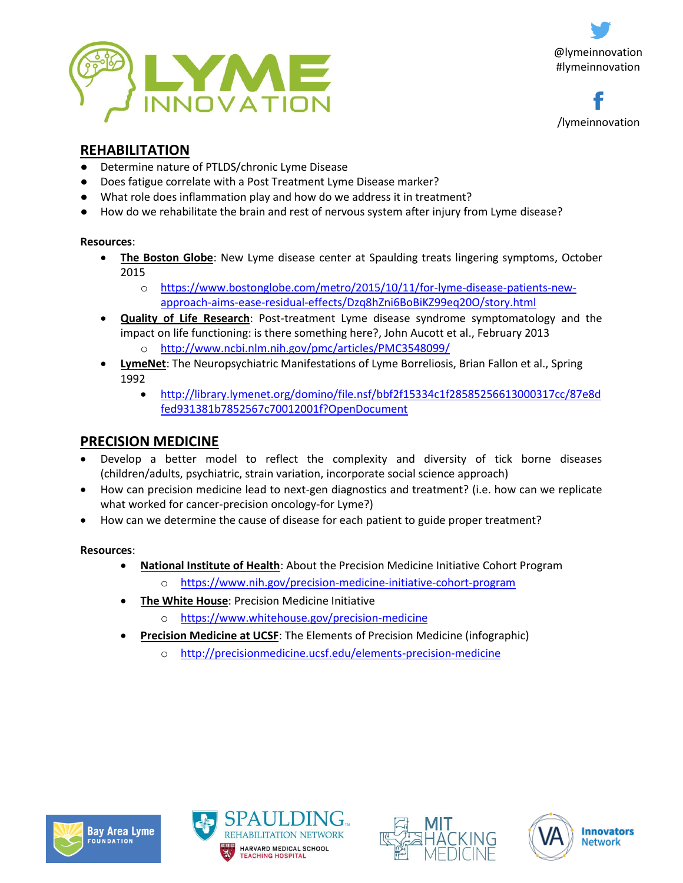@lymeinnovation
#lymeinnovation

/lymeinnovation

## REHABILITATION

- Determine nature of PTLDS/chronic Lyme Disease
- Does fatigue correlate with a Post Treatment Lyme Disease marker?
- What role does inflammation play and how do we address it in treatment?
- How do we rehabilitate the brain and rest of nervous system after injury from Lyme disease?

**Resources**:

- **The Boston Globe**: New Lyme disease center at Spaulding treats lingering symptoms, October 2015
  - https://www.bostonglobe.com/metro/2015/10/11/for-lyme-disease-patients-new-approach-aims-ease-residual-effects/Dzq8hZni6BoBiKZ99eq20O/story.html
- **Quality of Life Research**: Post-treatment Lyme disease syndrome symptomatology and the impact on life functioning: is there something here?, John Aucott et al., February 2013
  - http://www.ncbi.nlm.nih.gov/pmc/articles/PMC3548099/
- **LymeNet**: The Neuropsychiatric Manifestations of Lyme Borreliosis, Brian Fallon et al., Spring 1992
  - http://library.lymenet.org/domino/file.nsf/bbf2f15334c1f28585256613000317cc/87e8dfed931381b7852567c70012001f?OpenDocument

## PRECISION MEDICINE

- Develop a better model to reflect the complexity and diversity of tick borne diseases (children/adults, psychiatric, strain variation, incorporate social science approach)
- How can precision medicine lead to next-gen diagnostics and treatment? (i.e. how can we replicate what worked for cancer-precision oncology-for Lyme?)
- How can we determine the cause of disease for each patient to guide proper treatment?

**Resources**:

- **National Institute of Health**: About the Precision Medicine Initiative Cohort Program
  - https://www.nih.gov/precision-medicine-initiative-cohort-program
- **The White House**: Precision Medicine Initiative
  - https://www.whitehouse.gov/precision-medicine
- **Precision Medicine at UCSF**: The Elements of Precision Medicine (infographic)
  - http://precisionmedicine.ucsf.edu/elements-precision-medicine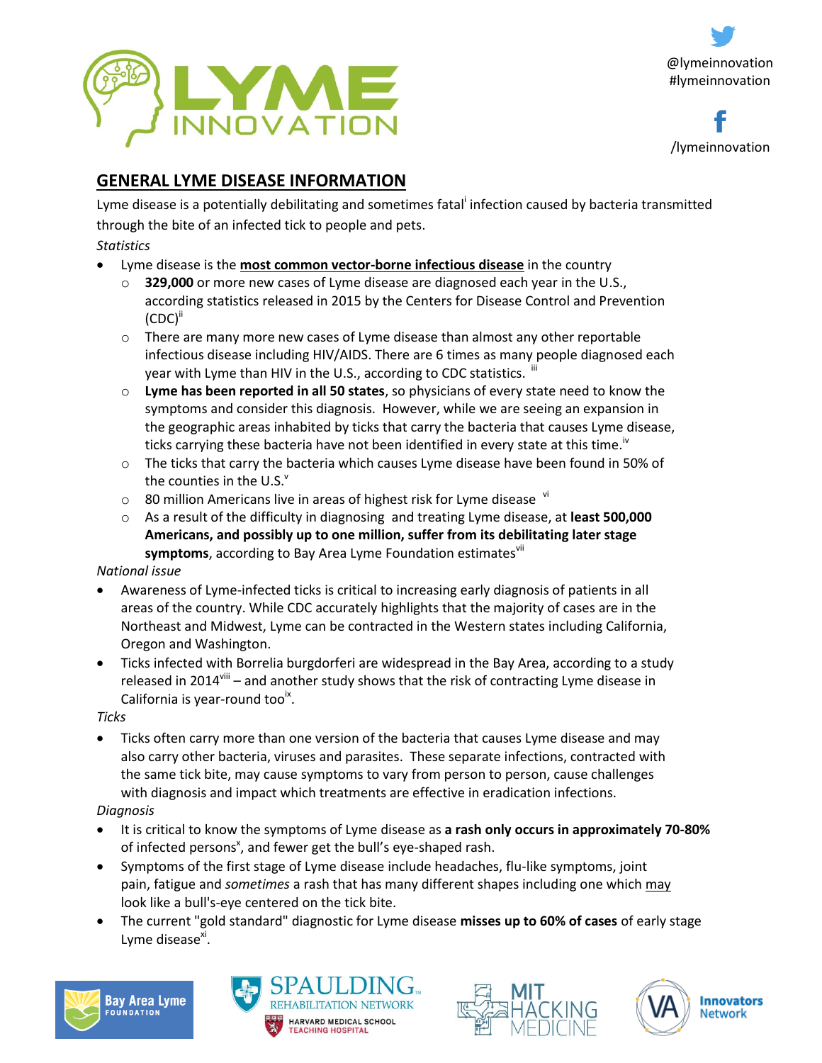@lymeinnovation
#lymeinnovation

/lymeinnovation

## GENERAL LYME DISEASE INFORMATION

Lyme disease is a potentially debilitating and sometimes fatal[i] infection caused by bacteria transmitted through the bite of an infected tick to people and pets.

*Statistics*

- Lyme disease is the **most common vector-borne infectious disease** in the country
  - **329,000** or more new cases of Lyme disease are diagnosed each year in the U.S., according statistics released in 2015 by the Centers for Disease Control and Prevention (CDC)[ii]
  - There are many more new cases of Lyme disease than almost any other reportable infectious disease including HIV/AIDS. There are 6 times as many people diagnosed each year with Lyme than HIV in the U.S., according to CDC statistics. [iii]
  - **Lyme has been reported in all 50 states**, so physicians of every state need to know the symptoms and consider this diagnosis. However, while we are seeing an expansion in the geographic areas inhabited by ticks that carry the bacteria that causes Lyme disease, ticks carrying these bacteria have not been identified in every state at this time.[iv]
  - The ticks that carry the bacteria which causes Lyme disease have been found in 50% of the counties in the U.S.[v]
  - 80 million Americans live in areas of highest risk for Lyme disease [vi]
  - As a result of the difficulty in diagnosing and treating Lyme disease, at **least 500,000 Americans, and possibly up to one million, suffer from its debilitating later stage symptoms**, according to Bay Area Lyme Foundation estimates[vii]

*National issue*

- Awareness of Lyme-infected ticks is critical to increasing early diagnosis of patients in all areas of the country. While CDC accurately highlights that the majority of cases are in the Northeast and Midwest, Lyme can be contracted in the Western states including California, Oregon and Washington.
- Ticks infected with Borrelia burgdorferi are widespread in the Bay Area, according to a study released in 2014[viii] – and another study shows that the risk of contracting Lyme disease in California is year-round too[ix].

*Ticks*

- Ticks often carry more than one version of the bacteria that causes Lyme disease and may also carry other bacteria, viruses and parasites. These separate infections, contracted with the same tick bite, may cause symptoms to vary from person to person, cause challenges with diagnosis and impact which treatments are effective in eradication infections.

*Diagnosis*

- It is critical to know the symptoms of Lyme disease as **a rash only occurs in approximately 70-80%** of infected persons[x], and fewer get the bull's eye-shaped rash.
- Symptoms of the first stage of Lyme disease include headaches, flu-like symptoms, joint pain, fatigue and *sometimes* a rash that has many different shapes including one which may look like a bull's-eye centered on the tick bite.
- The current "gold standard" diagnostic for Lyme disease **misses up to 60% of cases** of early stage Lyme disease[xi].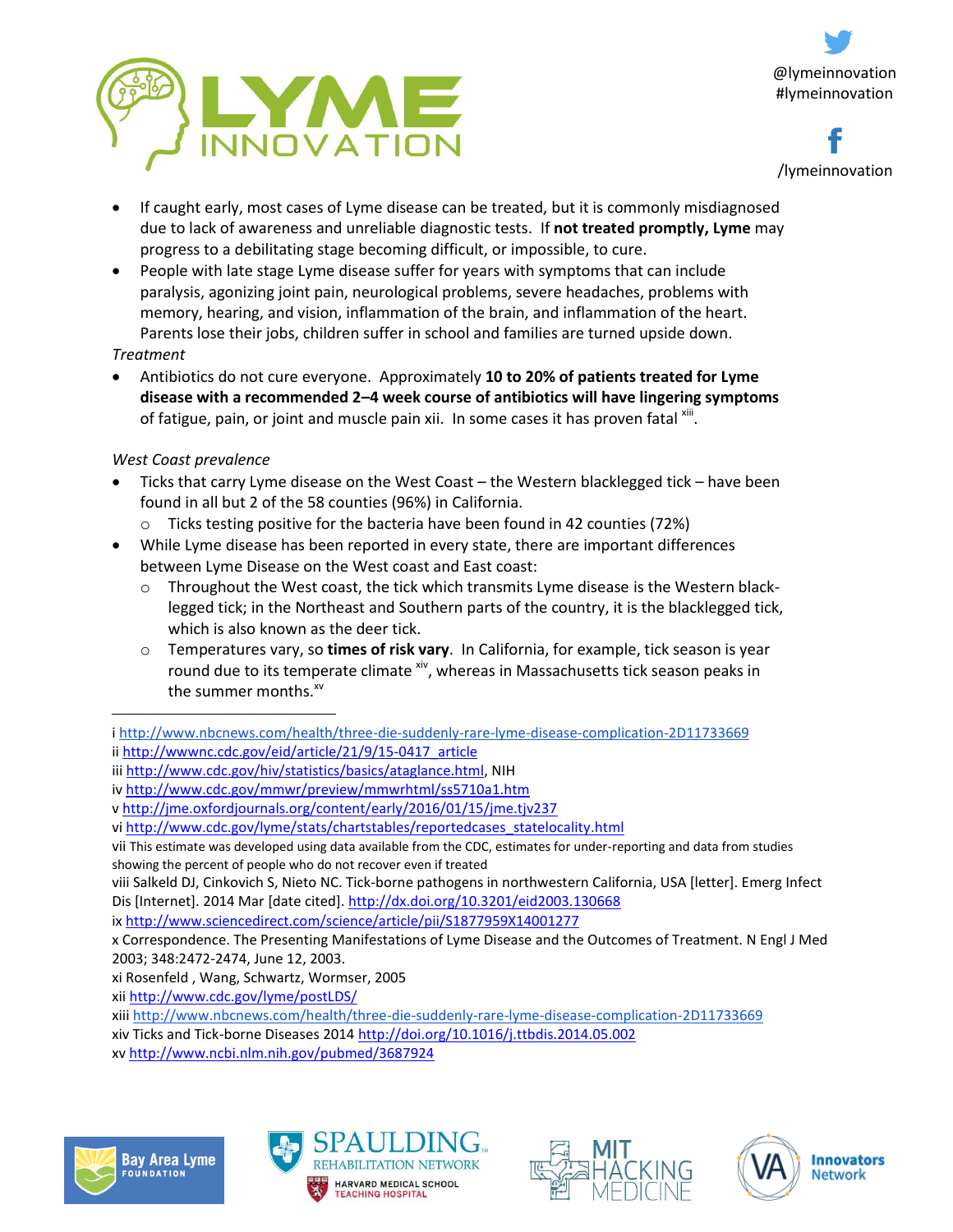- If caught early, most cases of Lyme disease can be treated, but it is commonly misdiagnosed due to lack of awareness and unreliable diagnostic tests. If **not treated promptly, Lyme** may progress to a debilitating stage becoming difficult, or impossible, to cure.
- People with late stage Lyme disease suffer for years with symptoms that can include paralysis, agonizing joint pain, neurological problems, severe headaches, problems with memory, hearing, and vision, inflammation of the brain, and inflammation of the heart. Parents lose their jobs, children suffer in school and families are turned upside down.

*Treatment*

- Antibiotics do not cure everyone. Approximately **10 to 20% of patients treated for Lyme disease with a recommended 2–4 week course of antibiotics will have lingering symptoms** of fatigue, pain, or joint and muscle pain xii. In some cases it has proven fatal [xiii].

*West Coast prevalence*

- Ticks that carry Lyme disease on the West Coast – the Western blacklegged tick – have been found in all but 2 of the 58 counties (96%) in California.
  - Ticks testing positive for the bacteria have been found in 42 counties (72%)
- While Lyme disease has been reported in every state, there are important differences between Lyme Disease on the West coast and East coast:
  - Throughout the West coast, the tick which transmits Lyme disease is the Western black-legged tick; in the Northeast and Southern parts of the country, it is the blacklegged tick, which is also known as the deer tick.
  - Temperatures vary, so **times of risk vary**. In California, for example, tick season is year round due to its temperate climate [xiv], whereas in Massachusetts tick season peaks in the summer months.[xv]

---

i http://www.nbcnews.com/health/three-die-suddenly-rare-lyme-disease-complication-2D11733669
ii http://wwwnc.cdc.gov/eid/article/21/9/15-0417_article
iii http://www.cdc.gov/hiv/statistics/basics/ataglance.html, NIH
iv http://www.cdc.gov/mmwr/preview/mmwrhtml/ss5710a1.htm
v http://jme.oxfordjournals.org/content/early/2016/01/15/jme.tjv237
vi http://www.cdc.gov/lyme/stats/chartstables/reportedcases_statelocality.html
vii This estimate was developed using data available from the CDC, estimates for under-reporting and data from studies showing the percent of people who do not recover even if treated
viii Salkeld DJ, Cinkovich S, Nieto NC. Tick-borne pathogens in northwestern California, USA [letter]. Emerg Infect Dis [Internet]. 2014 Mar [date cited]. http://dx.doi.org/10.3201/eid2003.130668
ix http://www.sciencedirect.com/science/article/pii/S1877959X14001277
x Correspondence. The Presenting Manifestations of Lyme Disease and the Outcomes of Treatment. N Engl J Med 2003; 348:2472-2474, June 12, 2003.
xi Rosenfeld , Wang, Schwartz, Wormser, 2005
xii http://www.cdc.gov/lyme/postLDS/
xiii http://www.nbcnews.com/health/three-die-suddenly-rare-lyme-disease-complication-2D11733669
xiv Ticks and Tick-borne Diseases 2014 http://doi.org/10.1016/j.ttbdis.2014.05.002
xv http://www.ncbi.nlm.nih.gov/pubmed/3687924